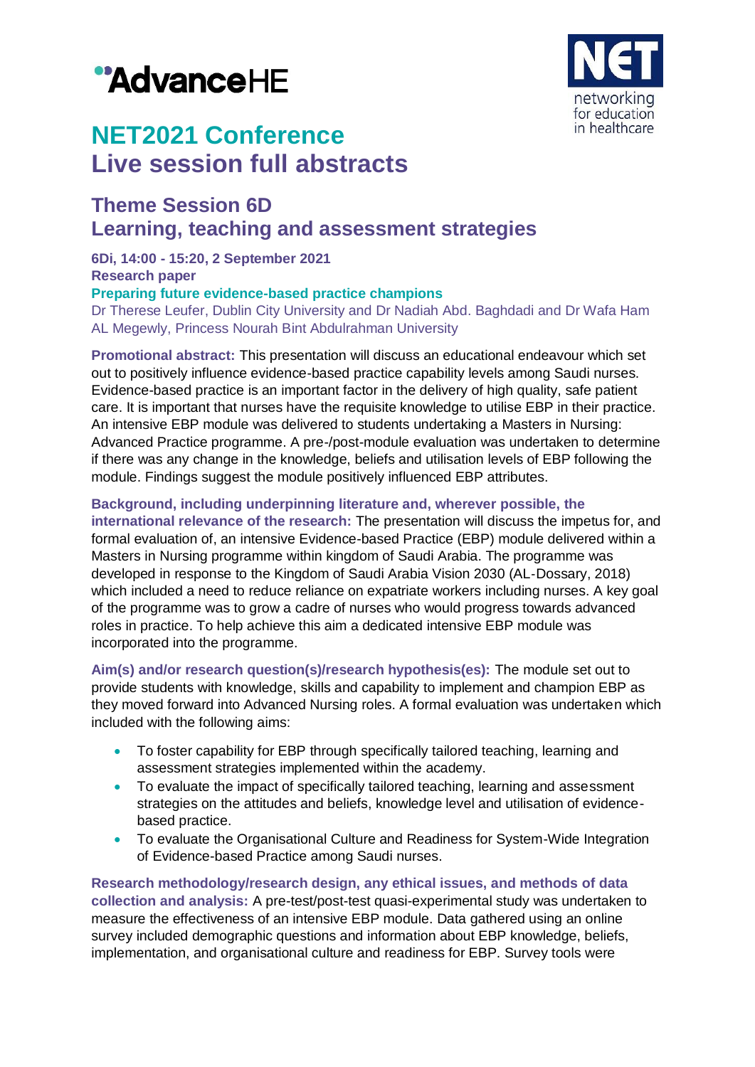# NET2021 Conference
# Live session full abstracts

## Theme Session 6D
## Learning, teaching and assessment strategies

**6Di, 14:00 - 15:20, 2 September 2021**
**Research paper**
**Preparing future evidence-based practice champions**
Dr Therese Leufer, Dublin City University and Dr Nadiah Abd. Baghdadi and Dr Wafa Ham AL Megewly, Princess Nourah Bint Abdulrahman University

**Promotional abstract:** This presentation will discuss an educational endeavour which set out to positively influence evidence-based practice capability levels among Saudi nurses. Evidence-based practice is an important factor in the delivery of high quality, safe patient care. It is important that nurses have the requisite knowledge to utilise EBP in their practice. An intensive EBP module was delivered to students undertaking a Masters in Nursing: Advanced Practice programme. A pre-/post-module evaluation was undertaken to determine if there was any change in the knowledge, beliefs and utilisation levels of EBP following the module. Findings suggest the module positively influenced EBP attributes.

**Background, including underpinning literature and, wherever possible, the international relevance of the research:** The presentation will discuss the impetus for, and formal evaluation of, an intensive Evidence-based Practice (EBP) module delivered within a Masters in Nursing programme within kingdom of Saudi Arabia. The programme was developed in response to the Kingdom of Saudi Arabia Vision 2030 (AL-Dossary, 2018) which included a need to reduce reliance on expatriate workers including nurses. A key goal of the programme was to grow a cadre of nurses who would progress towards advanced roles in practice. To help achieve this aim a dedicated intensive EBP module was incorporated into the programme.

**Aim(s) and/or research question(s)/research hypothesis(es):** The module set out to provide students with knowledge, skills and capability to implement and champion EBP as they moved forward into Advanced Nursing roles. A formal evaluation was undertaken which included with the following aims:

- To foster capability for EBP through specifically tailored teaching, learning and assessment strategies implemented within the academy.
- To evaluate the impact of specifically tailored teaching, learning and assessment strategies on the attitudes and beliefs, knowledge level and utilisation of evidence-based practice.
- To evaluate the Organisational Culture and Readiness for System-Wide Integration of Evidence-based Practice among Saudi nurses.

**Research methodology/research design, any ethical issues, and methods of data collection and analysis:** A pre-test/post-test quasi-experimental study was undertaken to measure the effectiveness of an intensive EBP module. Data gathered using an online survey included demographic questions and information about EBP knowledge, beliefs, implementation, and organisational culture and readiness for EBP. Survey tools were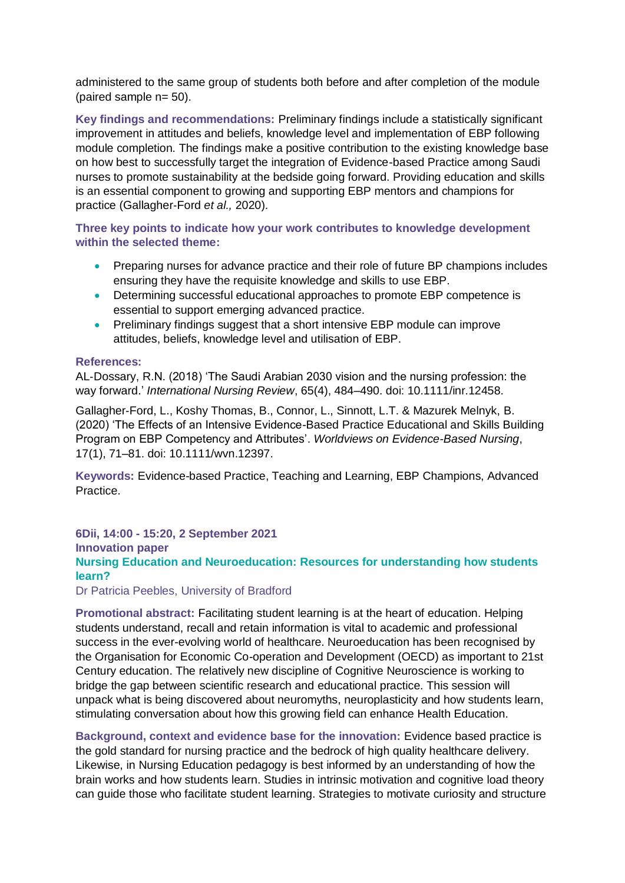administered to the same group of students both before and after completion of the module (paired sample n= 50).

**Key findings and recommendations:** Preliminary findings include a statistically significant improvement in attitudes and beliefs, knowledge level and implementation of EBP following module completion. The findings make a positive contribution to the existing knowledge base on how best to successfully target the integration of Evidence-based Practice among Saudi nurses to promote sustainability at the bedside going forward. Providing education and skills is an essential component to growing and supporting EBP mentors and champions for practice (Gallagher-Ford *et al.,* 2020).

**Three key points to indicate how your work contributes to knowledge development within the selected theme:**

- Preparing nurses for advance practice and their role of future BP champions includes ensuring they have the requisite knowledge and skills to use EBP.
- Determining successful educational approaches to promote EBP competence is essential to support emerging advanced practice.
- Preliminary findings suggest that a short intensive EBP module can improve attitudes, beliefs, knowledge level and utilisation of EBP.

**References:**

AL-Dossary, R.N. (2018) 'The Saudi Arabian 2030 vision and the nursing profession: the way forward.' *International Nursing Review*, 65(4), 484–490. doi: 10.1111/inr.12458.

Gallagher-Ford, L., Koshy Thomas, B., Connor, L., Sinnott, L.T. & Mazurek Melnyk, B. (2020) 'The Effects of an Intensive Evidence-Based Practice Educational and Skills Building Program on EBP Competency and Attributes'. *Worldviews on Evidence-Based Nursing*, 17(1), 71–81. doi: 10.1111/wvn.12397.

**Keywords:** Evidence-based Practice, Teaching and Learning, EBP Champions, Advanced Practice.

**6Dii, 14:00 - 15:20, 2 September 2021**
**Innovation paper**

## Nursing Education and Neuroeducation: Resources for understanding how students learn?

Dr Patricia Peebles, University of Bradford

**Promotional abstract:** Facilitating student learning is at the heart of education. Helping students understand, recall and retain information is vital to academic and professional success in the ever-evolving world of healthcare. Neuroeducation has been recognised by the Organisation for Economic Co-operation and Development (OECD) as important to 21st Century education. The relatively new discipline of Cognitive Neuroscience is working to bridge the gap between scientific research and educational practice. This session will unpack what is being discovered about neuromyths, neuroplasticity and how students learn, stimulating conversation about how this growing field can enhance Health Education.

**Background, context and evidence base for the innovation:** Evidence based practice is the gold standard for nursing practice and the bedrock of high quality healthcare delivery. Likewise, in Nursing Education pedagogy is best informed by an understanding of how the brain works and how students learn. Studies in intrinsic motivation and cognitive load theory can guide those who facilitate student learning. Strategies to motivate curiosity and structure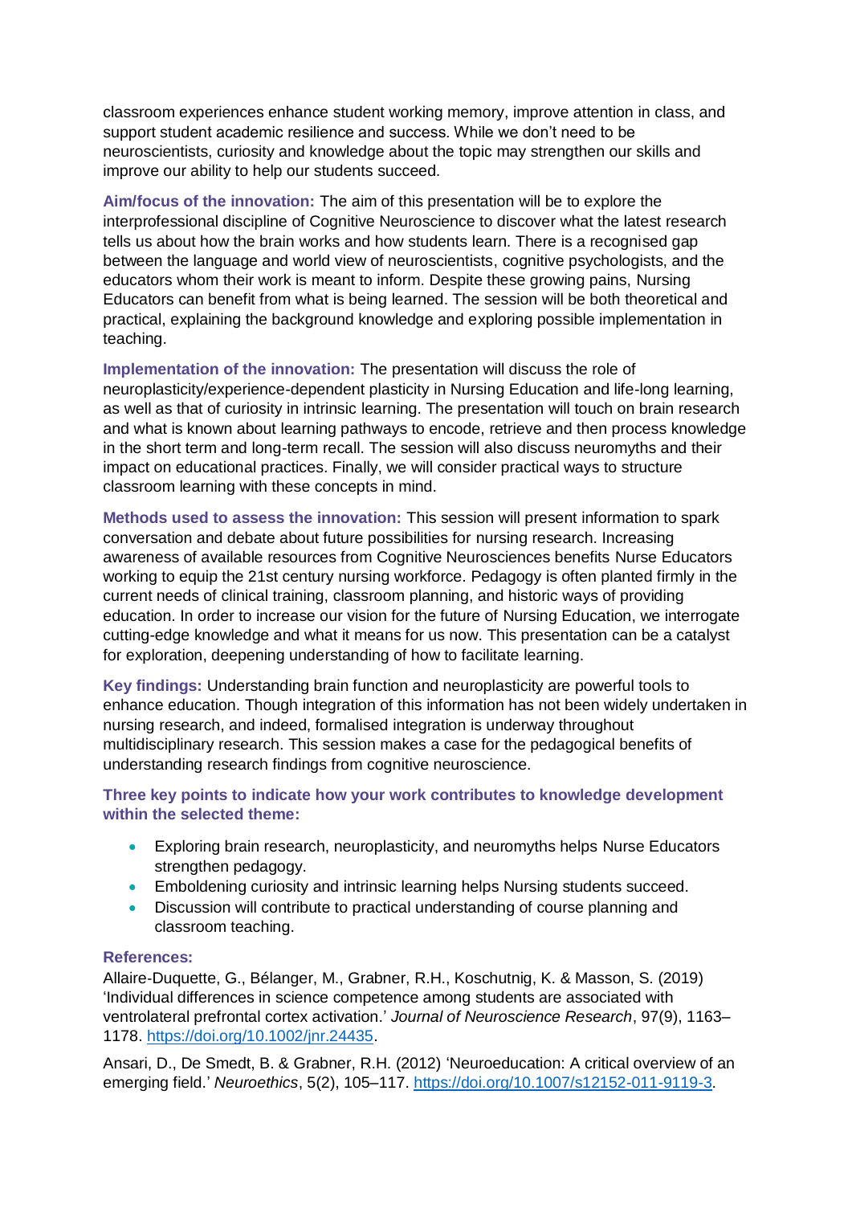classroom experiences enhance student working memory, improve attention in class, and support student academic resilience and success. While we don't need to be neuroscientists, curiosity and knowledge about the topic may strengthen our skills and improve our ability to help our students succeed.

**Aim/focus of the innovation:** The aim of this presentation will be to explore the interprofessional discipline of Cognitive Neuroscience to discover what the latest research tells us about how the brain works and how students learn. There is a recognised gap between the language and world view of neuroscientists, cognitive psychologists, and the educators whom their work is meant to inform. Despite these growing pains, Nursing Educators can benefit from what is being learned. The session will be both theoretical and practical, explaining the background knowledge and exploring possible implementation in teaching.

**Implementation of the innovation:** The presentation will discuss the role of neuroplasticity/experience-dependent plasticity in Nursing Education and life-long learning, as well as that of curiosity in intrinsic learning. The presentation will touch on brain research and what is known about learning pathways to encode, retrieve and then process knowledge in the short term and long-term recall. The session will also discuss neuromyths and their impact on educational practices. Finally, we will consider practical ways to structure classroom learning with these concepts in mind.

**Methods used to assess the innovation:** This session will present information to spark conversation and debate about future possibilities for nursing research. Increasing awareness of available resources from Cognitive Neurosciences benefits Nurse Educators working to equip the 21st century nursing workforce. Pedagogy is often planted firmly in the current needs of clinical training, classroom planning, and historic ways of providing education. In order to increase our vision for the future of Nursing Education, we interrogate cutting-edge knowledge and what it means for us now. This presentation can be a catalyst for exploration, deepening understanding of how to facilitate learning.

**Key findings:** Understanding brain function and neuroplasticity are powerful tools to enhance education. Though integration of this information has not been widely undertaken in nursing research, and indeed, formalised integration is underway throughout multidisciplinary research. This session makes a case for the pedagogical benefits of understanding research findings from cognitive neuroscience.

**Three key points to indicate how your work contributes to knowledge development within the selected theme:**

- Exploring brain research, neuroplasticity, and neuromyths helps Nurse Educators strengthen pedagogy.
- Emboldening curiosity and intrinsic learning helps Nursing students succeed.
- Discussion will contribute to practical understanding of course planning and classroom teaching.

**References:**

Allaire-Duquette, G., Bélanger, M., Grabner, R.H., Koschutnig, K. & Masson, S. (2019) 'Individual differences in science competence among students are associated with ventrolateral prefrontal cortex activation.' *Journal of Neuroscience Research*, 97(9), 1163–1178. https://doi.org/10.1002/jnr.24435.

Ansari, D., De Smedt, B. & Grabner, R.H. (2012) 'Neuroeducation: A critical overview of an emerging field.' *Neuroethics*, 5(2), 105–117. https://doi.org/10.1007/s12152-011-9119-3.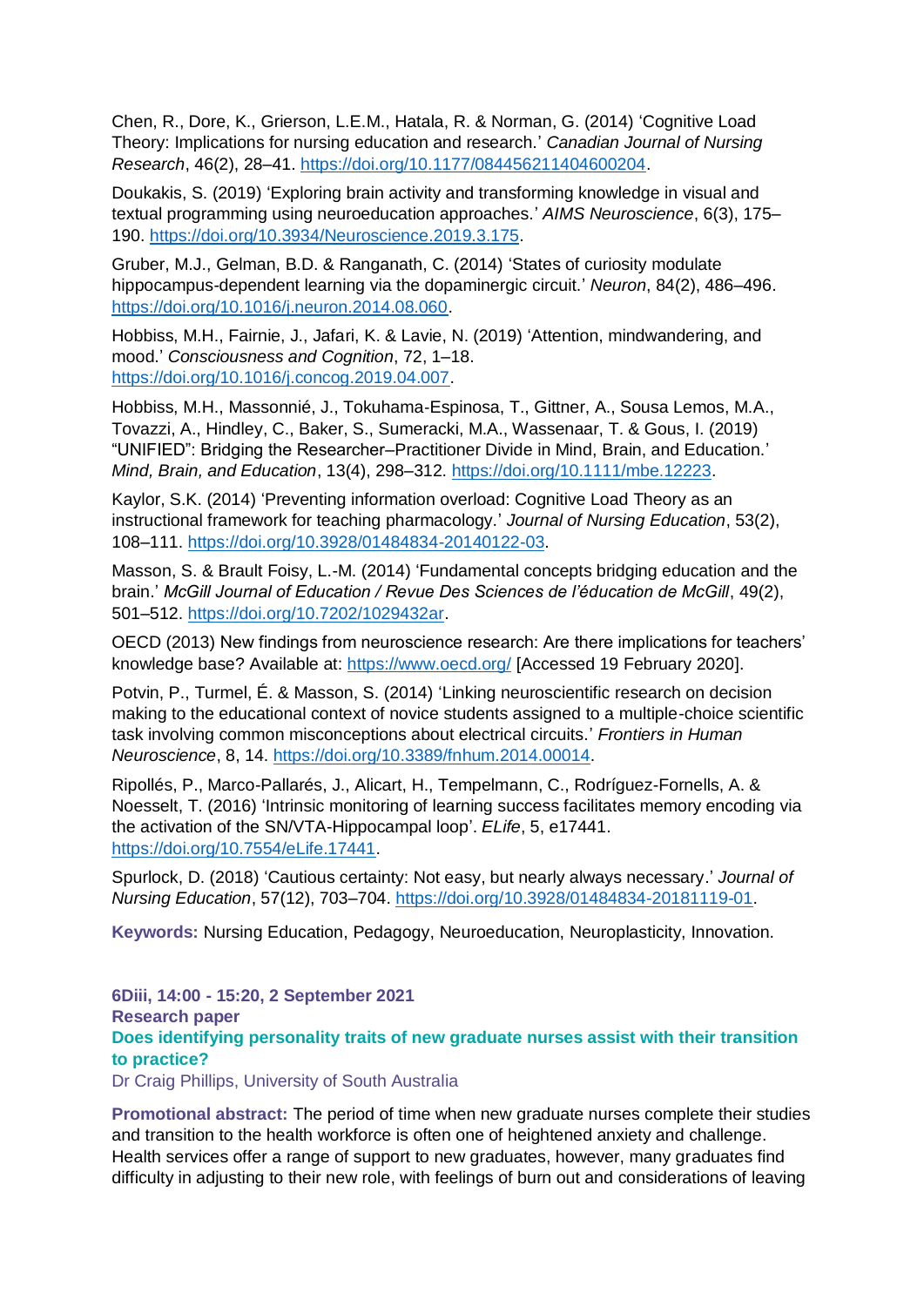Chen, R., Dore, K., Grierson, L.E.M., Hatala, R. & Norman, G. (2014) 'Cognitive Load Theory: Implications for nursing education and research.' *Canadian Journal of Nursing Research*, 46(2), 28–41. https://doi.org/10.1177/084456211404600204.

Doukakis, S. (2019) 'Exploring brain activity and transforming knowledge in visual and textual programming using neuroeducation approaches.' *AIMS Neuroscience*, 6(3), 175–190. https://doi.org/10.3934/Neuroscience.2019.3.175.

Gruber, M.J., Gelman, B.D. & Ranganath, C. (2014) 'States of curiosity modulate hippocampus-dependent learning via the dopaminergic circuit.' *Neuron*, 84(2), 486–496. https://doi.org/10.1016/j.neuron.2014.08.060.

Hobbiss, M.H., Fairnie, J., Jafari, K. & Lavie, N. (2019) 'Attention, mindwandering, and mood.' *Consciousness and Cognition*, 72, 1–18. https://doi.org/10.1016/j.concog.2019.04.007.

Hobbiss, M.H., Massonnié, J., Tokuhama-Espinosa, T., Gittner, A., Sousa Lemos, M.A., Tovazzi, A., Hindley, C., Baker, S., Sumeracki, M.A., Wassenaar, T. & Gous, I. (2019) "UNIFIED": Bridging the Researcher–Practitioner Divide in Mind, Brain, and Education.' *Mind, Brain, and Education*, 13(4), 298–312. https://doi.org/10.1111/mbe.12223.

Kaylor, S.K. (2014) 'Preventing information overload: Cognitive Load Theory as an instructional framework for teaching pharmacology.' *Journal of Nursing Education*, 53(2), 108–111. https://doi.org/10.3928/01484834-20140122-03.

Masson, S. & Brault Foisy, L.-M. (2014) 'Fundamental concepts bridging education and the brain.' *McGill Journal of Education / Revue Des Sciences de l'éducation de McGill*, 49(2), 501–512. https://doi.org/10.7202/1029432ar.

OECD (2013) New findings from neuroscience research: Are there implications for teachers' knowledge base? Available at: https://www.oecd.org/ [Accessed 19 February 2020].

Potvin, P., Turmel, É. & Masson, S. (2014) 'Linking neuroscientific research on decision making to the educational context of novice students assigned to a multiple-choice scientific task involving common misconceptions about electrical circuits.' *Frontiers in Human Neuroscience*, 8, 14. https://doi.org/10.3389/fnhum.2014.00014.

Ripollés, P., Marco-Pallarés, J., Alicart, H., Tempelmann, C., Rodríguez-Fornells, A. & Noesselt, T. (2016) 'Intrinsic monitoring of learning success facilitates memory encoding via the activation of the SN/VTA-Hippocampal loop'. *ELife*, 5, e17441. https://doi.org/10.7554/eLife.17441.

Spurlock, D. (2018) 'Cautious certainty: Not easy, but nearly always necessary.' *Journal of Nursing Education*, 57(12), 703–704. https://doi.org/10.3928/01484834-20181119-01.

**Keywords:** Nursing Education, Pedagogy, Neuroeducation, Neuroplasticity, Innovation.

**6Diii, 14:00 - 15:20, 2 September 2021**
**Research paper**

## Does identifying personality traits of new graduate nurses assist with their transition to practice?

Dr Craig Phillips, University of South Australia

**Promotional abstract:** The period of time when new graduate nurses complete their studies and transition to the health workforce is often one of heightened anxiety and challenge. Health services offer a range of support to new graduates, however, many graduates find difficulty in adjusting to their new role, with feelings of burn out and considerations of leaving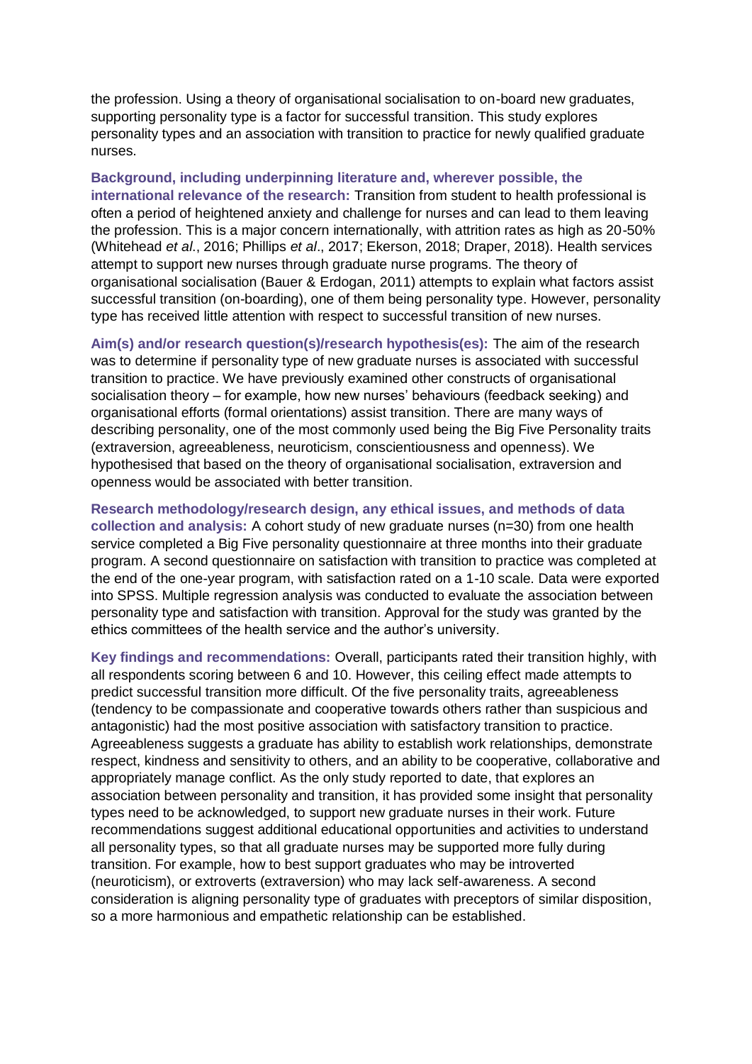the profession. Using a theory of organisational socialisation to on-board new graduates, supporting personality type is a factor for successful transition. This study explores personality types and an association with transition to practice for newly qualified graduate nurses.

**Background, including underpinning literature and, wherever possible, the international relevance of the research:** Transition from student to health professional is often a period of heightened anxiety and challenge for nurses and can lead to them leaving the profession. This is a major concern internationally, with attrition rates as high as 20-50% (Whitehead *et al*., 2016; Phillips *et al*., 2017; Ekerson, 2018; Draper, 2018). Health services attempt to support new nurses through graduate nurse programs. The theory of organisational socialisation (Bauer & Erdogan, 2011) attempts to explain what factors assist successful transition (on-boarding), one of them being personality type. However, personality type has received little attention with respect to successful transition of new nurses.

**Aim(s) and/or research question(s)/research hypothesis(es):** The aim of the research was to determine if personality type of new graduate nurses is associated with successful transition to practice. We have previously examined other constructs of organisational socialisation theory – for example, how new nurses' behaviours (feedback seeking) and organisational efforts (formal orientations) assist transition. There are many ways of describing personality, one of the most commonly used being the Big Five Personality traits (extraversion, agreeableness, neuroticism, conscientiousness and openness). We hypothesised that based on the theory of organisational socialisation, extraversion and openness would be associated with better transition.

**Research methodology/research design, any ethical issues, and methods of data collection and analysis:** A cohort study of new graduate nurses (n=30) from one health service completed a Big Five personality questionnaire at three months into their graduate program. A second questionnaire on satisfaction with transition to practice was completed at the end of the one-year program, with satisfaction rated on a 1-10 scale. Data were exported into SPSS. Multiple regression analysis was conducted to evaluate the association between personality type and satisfaction with transition. Approval for the study was granted by the ethics committees of the health service and the author's university.

**Key findings and recommendations:** Overall, participants rated their transition highly, with all respondents scoring between 6 and 10. However, this ceiling effect made attempts to predict successful transition more difficult. Of the five personality traits, agreeableness (tendency to be compassionate and cooperative towards others rather than suspicious and antagonistic) had the most positive association with satisfactory transition to practice. Agreeableness suggests a graduate has ability to establish work relationships, demonstrate respect, kindness and sensitivity to others, and an ability to be cooperative, collaborative and appropriately manage conflict. As the only study reported to date, that explores an association between personality and transition, it has provided some insight that personality types need to be acknowledged, to support new graduate nurses in their work. Future recommendations suggest additional educational opportunities and activities to understand all personality types, so that all graduate nurses may be supported more fully during transition. For example, how to best support graduates who may be introverted (neuroticism), or extroverts (extraversion) who may lack self-awareness. A second consideration is aligning personality type of graduates with preceptors of similar disposition, so a more harmonious and empathetic relationship can be established.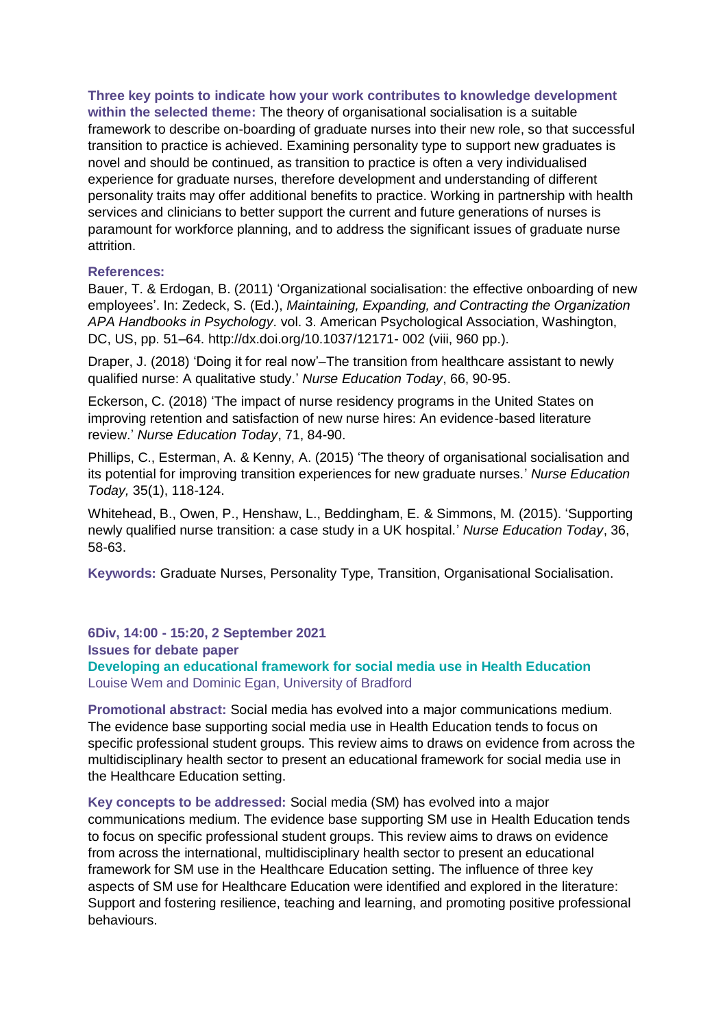**Three key points to indicate how your work contributes to knowledge development within the selected theme:** The theory of organisational socialisation is a suitable framework to describe on-boarding of graduate nurses into their new role, so that successful transition to practice is achieved. Examining personality type to support new graduates is novel and should be continued, as transition to practice is often a very individualised experience for graduate nurses, therefore development and understanding of different personality traits may offer additional benefits to practice. Working in partnership with health services and clinicians to better support the current and future generations of nurses is paramount for workforce planning, and to address the significant issues of graduate nurse attrition.

**References:**

Bauer, T. & Erdogan, B. (2011) 'Organizational socialisation: the effective onboarding of new employees'. In: Zedeck, S. (Ed.), *Maintaining, Expanding, and Contracting the Organization APA Handbooks in Psychology*. vol. 3. American Psychological Association, Washington, DC, US, pp. 51–64. http://dx.doi.org/10.1037/12171- 002 (viii, 960 pp.).

Draper, J. (2018) 'Doing it for real now'–The transition from healthcare assistant to newly qualified nurse: A qualitative study.' *Nurse Education Today*, 66, 90-95.

Eckerson, C. (2018) 'The impact of nurse residency programs in the United States on improving retention and satisfaction of new nurse hires: An evidence-based literature review.' *Nurse Education Today*, 71, 84-90.

Phillips, C., Esterman, A. & Kenny, A. (2015) 'The theory of organisational socialisation and its potential for improving transition experiences for new graduate nurses.' *Nurse Education Today,* 35(1), 118-124.

Whitehead, B., Owen, P., Henshaw, L., Beddingham, E. & Simmons, M. (2015). 'Supporting newly qualified nurse transition: a case study in a UK hospital.' *Nurse Education Today*, 36, 58-63.

**Keywords:** Graduate Nurses, Personality Type, Transition, Organisational Socialisation.

**6Div, 14:00 - 15:20, 2 September 2021**

**Issues for debate paper**

## Developing an educational framework for social media use in Health Education

Louise Wem and Dominic Egan, University of Bradford

**Promotional abstract:** Social media has evolved into a major communications medium. The evidence base supporting social media use in Health Education tends to focus on specific professional student groups. This review aims to draws on evidence from across the multidisciplinary health sector to present an educational framework for social media use in the Healthcare Education setting.

**Key concepts to be addressed:** Social media (SM) has evolved into a major communications medium. The evidence base supporting SM use in Health Education tends to focus on specific professional student groups. This review aims to draws on evidence from across the international, multidisciplinary health sector to present an educational framework for SM use in the Healthcare Education setting. The influence of three key aspects of SM use for Healthcare Education were identified and explored in the literature: Support and fostering resilience, teaching and learning, and promoting positive professional behaviours.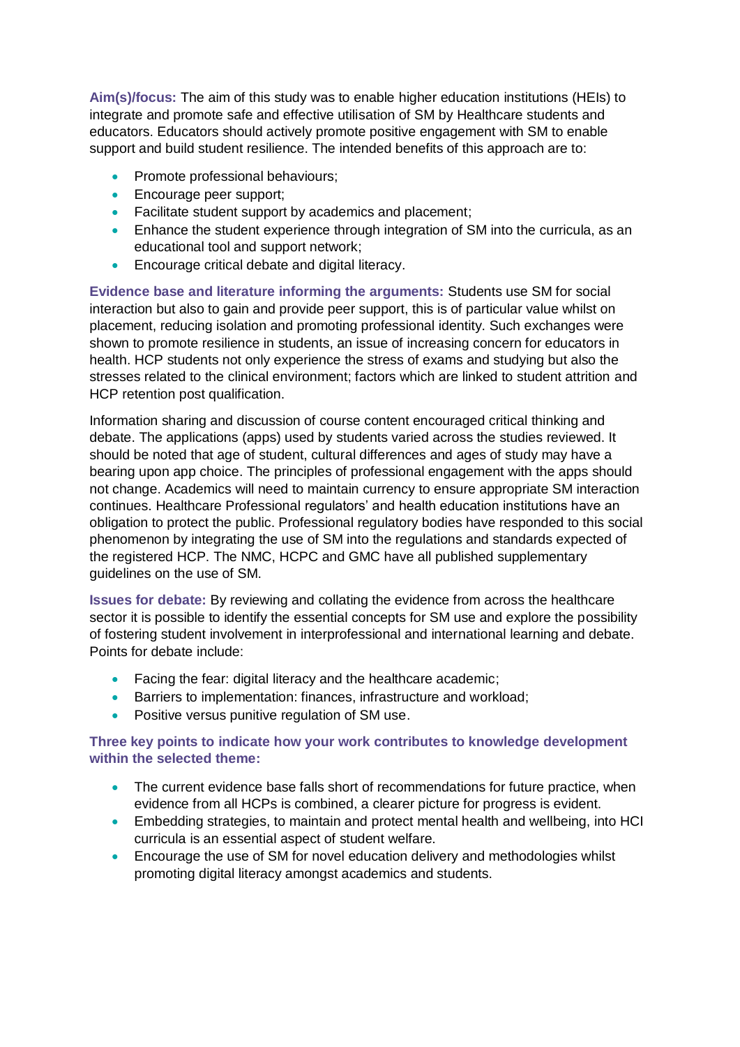**Aim(s)/focus:** The aim of this study was to enable higher education institutions (HEIs) to integrate and promote safe and effective utilisation of SM by Healthcare students and educators. Educators should actively promote positive engagement with SM to enable support and build student resilience. The intended benefits of this approach are to:

- Promote professional behaviours;
- Encourage peer support;
- Facilitate student support by academics and placement;
- Enhance the student experience through integration of SM into the curricula, as an educational tool and support network;
- Encourage critical debate and digital literacy.

**Evidence base and literature informing the arguments:** Students use SM for social interaction but also to gain and provide peer support, this is of particular value whilst on placement, reducing isolation and promoting professional identity. Such exchanges were shown to promote resilience in students, an issue of increasing concern for educators in health. HCP students not only experience the stress of exams and studying but also the stresses related to the clinical environment; factors which are linked to student attrition and HCP retention post qualification.

Information sharing and discussion of course content encouraged critical thinking and debate. The applications (apps) used by students varied across the studies reviewed. It should be noted that age of student, cultural differences and ages of study may have a bearing upon app choice. The principles of professional engagement with the apps should not change. Academics will need to maintain currency to ensure appropriate SM interaction continues. Healthcare Professional regulators' and health education institutions have an obligation to protect the public. Professional regulatory bodies have responded to this social phenomenon by integrating the use of SM into the regulations and standards expected of the registered HCP. The NMC, HCPC and GMC have all published supplementary guidelines on the use of SM.

**Issues for debate:** By reviewing and collating the evidence from across the healthcare sector it is possible to identify the essential concepts for SM use and explore the possibility of fostering student involvement in interprofessional and international learning and debate. Points for debate include:

- Facing the fear: digital literacy and the healthcare academic;
- Barriers to implementation: finances, infrastructure and workload;
- Positive versus punitive regulation of SM use.

**Three key points to indicate how your work contributes to knowledge development within the selected theme:**

- The current evidence base falls short of recommendations for future practice, when evidence from all HCPs is combined, a clearer picture for progress is evident.
- Embedding strategies, to maintain and protect mental health and wellbeing, into HCI curricula is an essential aspect of student welfare.
- Encourage the use of SM for novel education delivery and methodologies whilst promoting digital literacy amongst academics and students.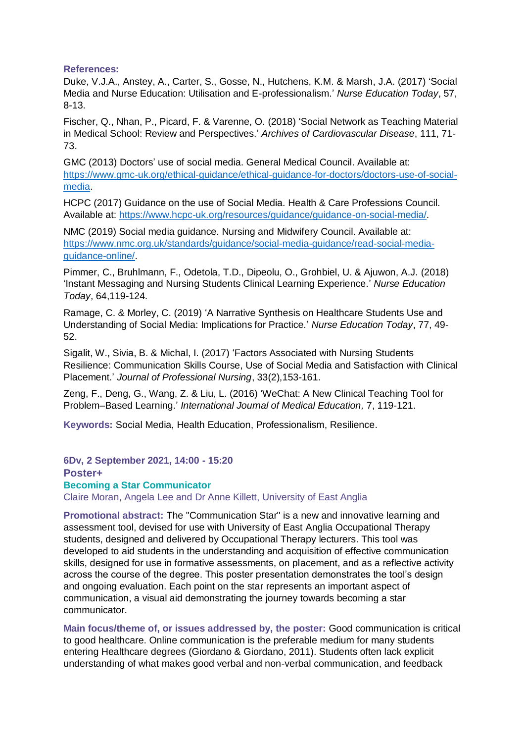**References:**

Duke, V.J.A., Anstey, A., Carter, S., Gosse, N., Hutchens, K.M. & Marsh, J.A. (2017) 'Social Media and Nurse Education: Utilisation and E-professionalism.' *Nurse Education Today*, 57, 8-13.

Fischer, Q., Nhan, P., Picard, F. & Varenne, O. (2018) 'Social Network as Teaching Material in Medical School: Review and Perspectives.' *Archives of Cardiovascular Disease*, 111, 71-73.

GMC (2013) Doctors' use of social media. General Medical Council. Available at: [https://www.gmc-uk.org/ethical-guidance/ethical-guidance-for-doctors/doctors-use-of-social-media](https://www.gmc-uk.org/ethical-guidance/ethical-guidance-for-doctors/doctors-use-of-social-media).

HCPC (2017) Guidance on the use of Social Media. Health & Care Professions Council. Available at: [https://www.hcpc-uk.org/resources/guidance/guidance-on-social-media/](https://www.hcpc-uk.org/resources/guidance/guidance-on-social-media/).

NMC (2019) Social media guidance. Nursing and Midwifery Council. Available at: [https://www.nmc.org.uk/standards/guidance/social-media-guidance/read-social-media-guidance-online/](https://www.nmc.org.uk/standards/guidance/social-media-guidance/read-social-media-guidance-online/).

Pimmer, C., Bruhlmann, F., Odetola, T.D., Dipeolu, O., Grohbiel, U. & Ajuwon, A.J. (2018) 'Instant Messaging and Nursing Students Clinical Learning Experience.' *Nurse Education Today*, 64,119-124.

Ramage, C. & Morley, C. (2019) 'A Narrative Synthesis on Healthcare Students Use and Understanding of Social Media: Implications for Practice.' *Nurse Education Today*, 77, 49-52.

Sigalit, W., Sivia, B. & Michal, I. (2017) 'Factors Associated with Nursing Students Resilience: Communication Skills Course, Use of Social Media and Satisfaction with Clinical Placement.' *Journal of Professional Nursing*, 33(2),153-161.

Zeng, F., Deng, G., Wang, Z. & Liu, L. (2016) 'WeChat: A New Clinical Teaching Tool for Problem–Based Learning.' *International Journal of Medical Education,* 7, 119-121.

**Keywords:** Social Media, Health Education, Professionalism, Resilience.

## 6Dv, 2 September 2021, 14:00 - 15:20

## Poster+

### Becoming a Star Communicator

Claire Moran, Angela Lee and Dr Anne Killett, University of East Anglia

**Promotional abstract:** The "Communication Star" is a new and innovative learning and assessment tool, devised for use with University of East Anglia Occupational Therapy students, designed and delivered by Occupational Therapy lecturers. This tool was developed to aid students in the understanding and acquisition of effective communication skills, designed for use in formative assessments, on placement, and as a reflective activity across the course of the degree. This poster presentation demonstrates the tool's design and ongoing evaluation. Each point on the star represents an important aspect of communication, a visual aid demonstrating the journey towards becoming a star communicator.

**Main focus/theme of, or issues addressed by, the poster:** Good communication is critical to good healthcare. Online communication is the preferable medium for many students entering Healthcare degrees (Giordano & Giordano, 2011). Students often lack explicit understanding of what makes good verbal and non-verbal communication, and feedback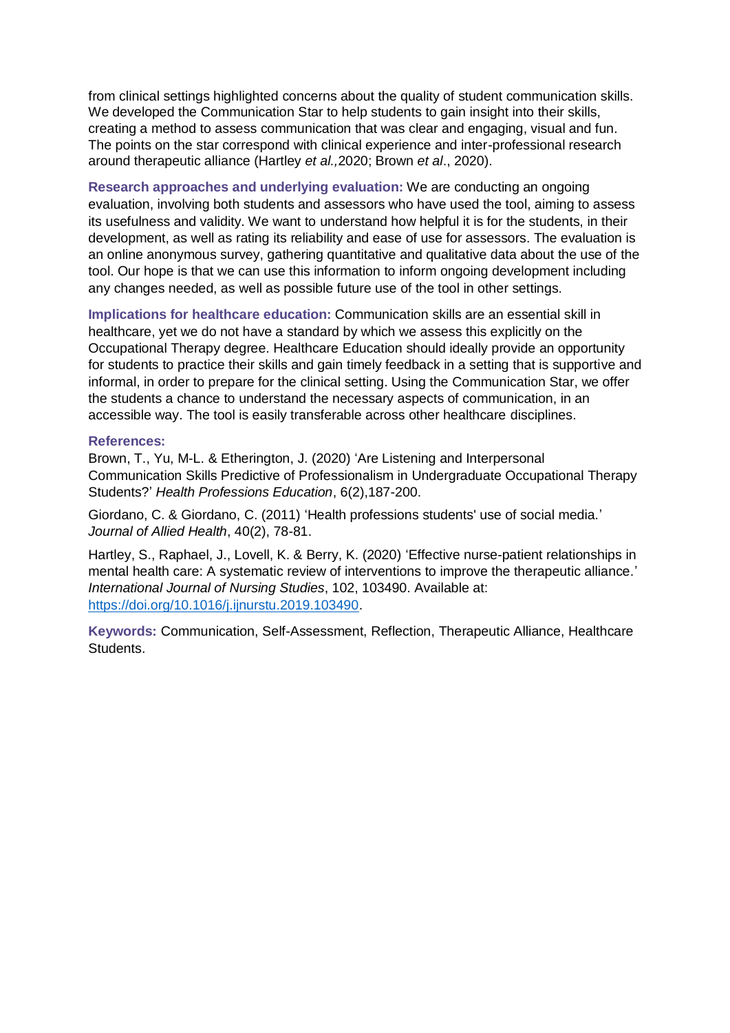from clinical settings highlighted concerns about the quality of student communication skills. We developed the Communication Star to help students to gain insight into their skills, creating a method to assess communication that was clear and engaging, visual and fun. The points on the star correspond with clinical experience and inter-professional research around therapeutic alliance (Hartley *et al.,*2020; Brown *et al*., 2020).

**Research approaches and underlying evaluation:** We are conducting an ongoing evaluation, involving both students and assessors who have used the tool, aiming to assess its usefulness and validity. We want to understand how helpful it is for the students, in their development, as well as rating its reliability and ease of use for assessors. The evaluation is an online anonymous survey, gathering quantitative and qualitative data about the use of the tool. Our hope is that we can use this information to inform ongoing development including any changes needed, as well as possible future use of the tool in other settings.

**Implications for healthcare education:** Communication skills are an essential skill in healthcare, yet we do not have a standard by which we assess this explicitly on the Occupational Therapy degree. Healthcare Education should ideally provide an opportunity for students to practice their skills and gain timely feedback in a setting that is supportive and informal, in order to prepare for the clinical setting. Using the Communication Star, we offer the students a chance to understand the necessary aspects of communication, in an accessible way. The tool is easily transferable across other healthcare disciplines.

**References:**

Brown, T., Yu, M-L. & Etherington, J. (2020) 'Are Listening and Interpersonal Communication Skills Predictive of Professionalism in Undergraduate Occupational Therapy Students?' *Health Professions Education*, 6(2),187-200.

Giordano, C. & Giordano, C. (2011) 'Health professions students' use of social media.' *Journal of Allied Health*, 40(2), 78-81.

Hartley, S., Raphael, J., Lovell, K. & Berry, K. (2020) 'Effective nurse-patient relationships in mental health care: A systematic review of interventions to improve the therapeutic alliance.' *International Journal of Nursing Studies*, 102, 103490. Available at: https://doi.org/10.1016/j.ijnurstu.2019.103490.

**Keywords:** Communication, Self-Assessment, Reflection, Therapeutic Alliance, Healthcare Students.